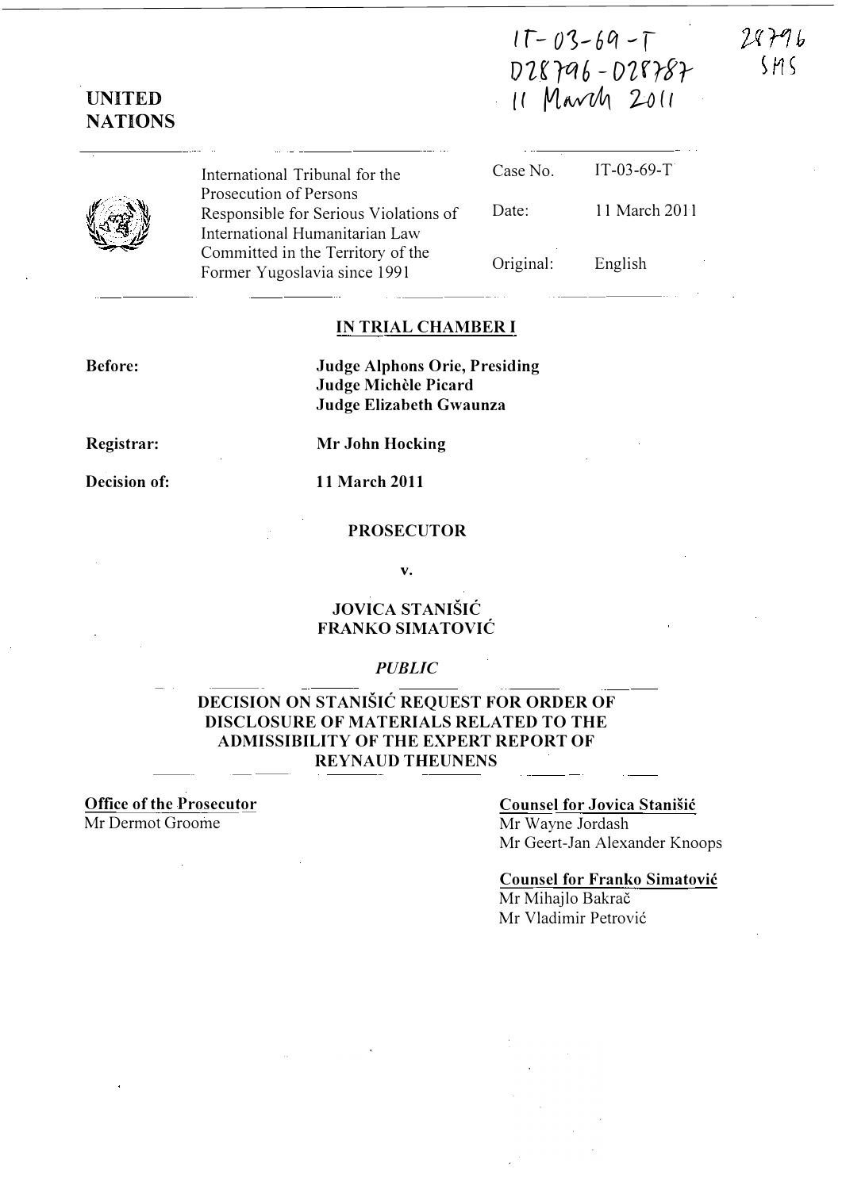IT-03-69-T
D28796 - D28787
11 March 2011

28796
SMS

**UNITED NATIONS**

| | | |
|---|---|---|
| International Tribunal for the Prosecution of Persons Responsible for Serious Violations of International Humanitarian Law Committed in the Territory of the Former Yugoslavia since 1991 | Case No. | IT-03-69-T |
| | Date: | 11 March 2011 |
| | Original: | English |

**IN TRIAL CHAMBER I**

**Before:** **Judge Alphons Orie, Presiding**
**Judge Michèle Picard**
**Judge Elizabeth Gwaunza**

**Registrar:** **Mr John Hocking**

**Decision of:** **11 March 2011**

**PROSECUTOR**

**v.**

**JOVICA STANIŠIĆ**
**FRANKO SIMATOVIĆ**

*PUBLIC*

**DECISION ON STANIŠIĆ REQUEST FOR ORDER OF DISCLOSURE OF MATERIALS RELATED TO THE ADMISSIBILITY OF THE EXPERT REPORT OF REYNAUD THEUNENS**

**Office of the Prosecutor**
Mr Dermot Groome

**Counsel for Jovica Stanišić**
Mr Wayne Jordash
Mr Geert-Jan Alexander Knoops

**Counsel for Franko Simatović**
Mr Mihajlo Bakrač
Mr Vladimir Petrović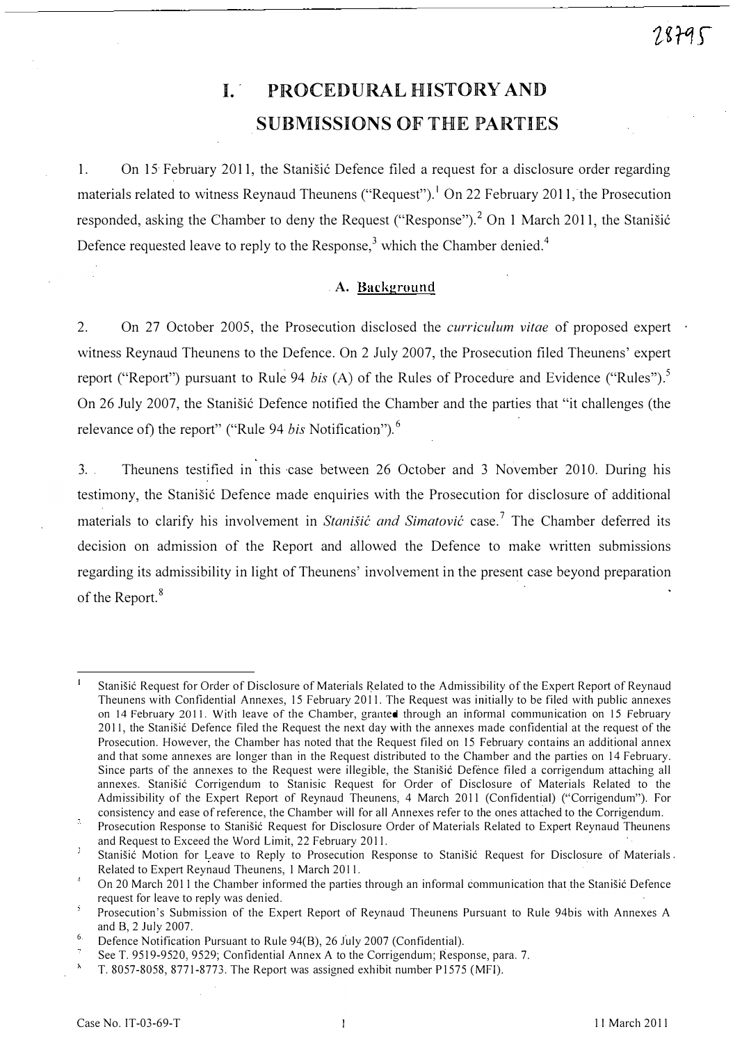# I. PROCEDURAL HISTORY AND SUBMISSIONS OF THE PARTIES

1. On 15 February 2011, the Stanišić Defence filed a request for a disclosure order regarding materials related to witness Reynaud Theunens ("Request").[1] On 22 February 2011, the Prosecution responded, asking the Chamber to deny the Request ("Response").[2] On 1 March 2011, the Stanišić Defence requested leave to reply to the Response,[3] which the Chamber denied.[4]

## A. Background

2. On 27 October 2005, the Prosecution disclosed the *curriculum vitae* of proposed expert witness Reynaud Theunens to the Defence. On 2 July 2007, the Prosecution filed Theunens' expert report ("Report") pursuant to Rule 94 *bis* (A) of the Rules of Procedure and Evidence ("Rules").[5] On 26 July 2007, the Stanišić Defence notified the Chamber and the parties that "it challenges (the relevance of) the report" ("Rule 94 *bis* Notification").[6]

3. Theunens testified in this case between 26 October and 3 November 2010. During his testimony, the Stanišić Defence made enquiries with the Prosecution for disclosure of additional materials to clarify his involvement in *Stanišić and Simatović* case.[7] The Chamber deferred its decision on admission of the Report and allowed the Defence to make written submissions regarding its admissibility in light of Theunens' involvement in the present case beyond preparation of the Report.[8]

---

[1] Stanišić Request for Order of Disclosure of Materials Related to the Admissibility of the Expert Report of Reynaud Theunens with Confidential Annexes, 15 February 2011. The Request was initially to be filed with public annexes on 14 February 2011. With leave of the Chamber, granted through an informal communication on 15 February 2011, the Stanišić Defence filed the Request the next day with the annexes made confidential at the request of the Prosecution. However, the Chamber has noted that the Request filed on 15 February contains an additional annex and that some annexes are longer than in the Request distributed to the Chamber and the parties on 14 February. Since parts of the annexes to the Request were illegible, the Stanišić Defence filed a corrigendum attaching all annexes. Stanišić Corrigendum to Stanisic Request for Order of Disclosure of Materials Related to the Admissibility of the Expert Report of Reynaud Theunens, 4 March 2011 (Confidential) ("Corrigendum"). For consistency and ease of reference, the Chamber will for all Annexes refer to the ones attached to the Corrigendum.

[2] Prosecution Response to Stanišić Request for Disclosure Order of Materials Related to Expert Reynaud Theunens and Request to Exceed the Word Limit, 22 February 2011.

[3] Stanišić Motion for Leave to Reply to Prosecution Response to Stanišić Request for Disclosure of Materials Related to Expert Reynaud Theunens, 1 March 2011.

[4] On 20 March 2011 the Chamber informed the parties through an informal communication that the Stanišić Defence request for leave to reply was denied.

[5] Prosecution's Submission of the Expert Report of Reynaud Theunens Pursuant to Rule 94bis with Annexes A and B, 2 July 2007.

[6] Defence Notification Pursuant to Rule 94(B), 26 July 2007 (Confidential).

[7] See T. 9519-9520, 9529; Confidential Annex A to the Corrigendum; Response, para. 7.

[8] T. 8057-8058, 8771-8773. The Report was assigned exhibit number P1575 (MFI).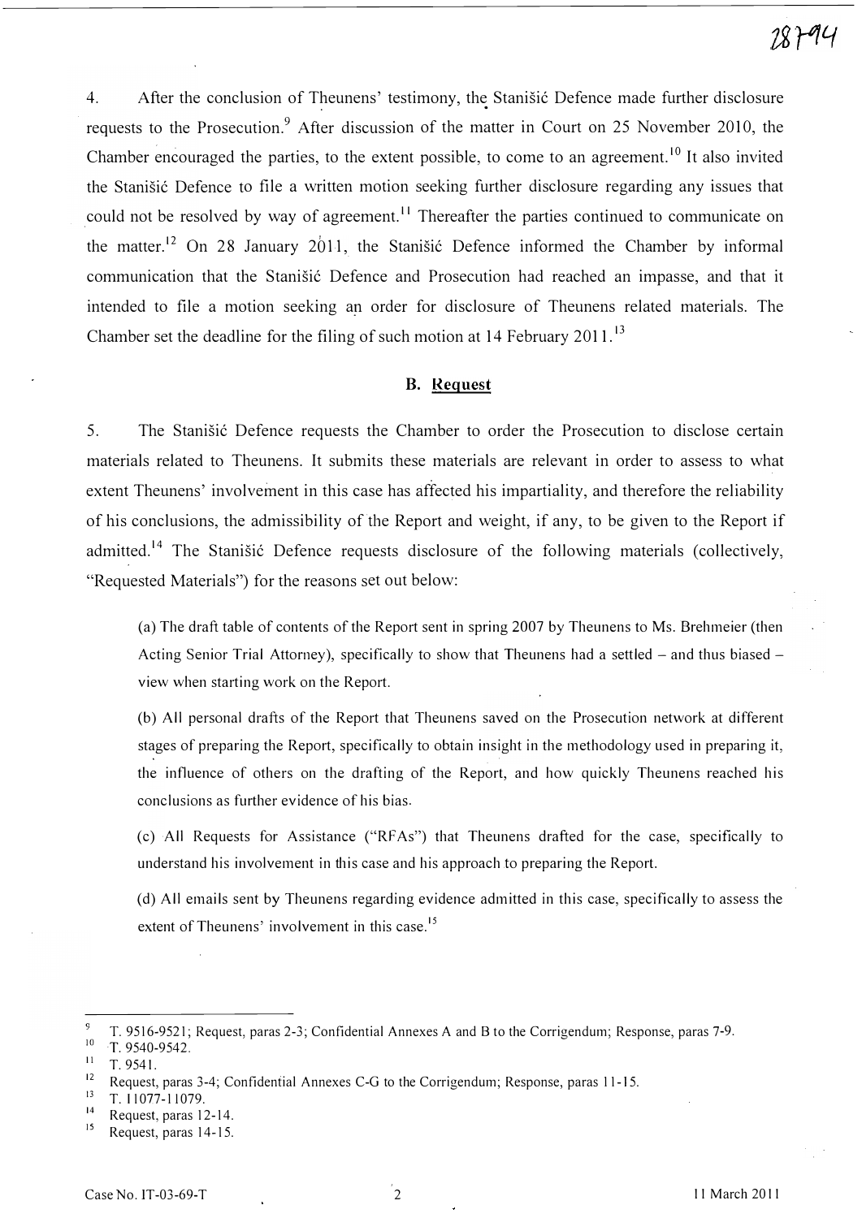4. After the conclusion of Theunens' testimony, the Stanišić Defence made further disclosure requests to the Prosecution.[9] After discussion of the matter in Court on 25 November 2010, the Chamber encouraged the parties, to the extent possible, to come to an agreement.[10] It also invited the Stanišić Defence to file a written motion seeking further disclosure regarding any issues that could not be resolved by way of agreement.[11] Thereafter the parties continued to communicate on the matter.[12] On 28 January 2011, the Stanišić Defence informed the Chamber by informal communication that the Stanišić Defence and Prosecution had reached an impasse, and that it intended to file a motion seeking an order for disclosure of Theunens related materials. The Chamber set the deadline for the filing of such motion at 14 February 2011.[13]

## B. Request

5. The Stanišić Defence requests the Chamber to order the Prosecution to disclose certain materials related to Theunens. It submits these materials are relevant in order to assess to what extent Theunens' involvement in this case has affected his impartiality, and therefore the reliability of his conclusions, the admissibility of the Report and weight, if any, to be given to the Report if admitted.[14] The Stanišić Defence requests disclosure of the following materials (collectively, "Requested Materials") for the reasons set out below:

> (a) The draft table of contents of the Report sent in spring 2007 by Theunens to Ms. Brehmeier (then Acting Senior Trial Attorney), specifically to show that Theunens had a settled – and thus biased – view when starting work on the Report.
>
> (b) All personal drafts of the Report that Theunens saved on the Prosecution network at different stages of preparing the Report, specifically to obtain insight in the methodology used in preparing it, the influence of others on the drafting of the Report, and how quickly Theunens reached his conclusions as further evidence of his bias.
>
> (c) All Requests for Assistance ("RFAs") that Theunens drafted for the case, specifically to understand his involvement in this case and his approach to preparing the Report.
>
> (d) All emails sent by Theunens regarding evidence admitted in this case, specifically to assess the extent of Theunens' involvement in this case.[15]

---

[9] T. 9516-9521; Request, paras 2-3; Confidential Annexes A and B to the Corrigendum; Response, paras 7-9.

[10] T. 9540-9542.

[11] T. 9541.

[12] Request, paras 3-4; Confidential Annexes C-G to the Corrigendum; Response, paras 11-15.

[13] T. 11077-11079.

[14] Request, paras 12-14.

[15] Request, paras 14-15.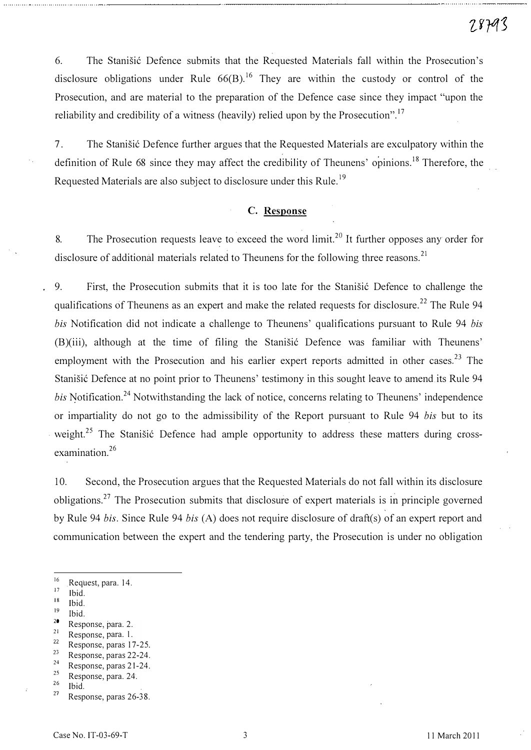6. The Stanišić Defence submits that the Requested Materials fall within the Prosecution's disclosure obligations under Rule 66(B).[16] They are within the custody or control of the Prosecution, and are material to the preparation of the Defence case since they impact "upon the reliability and credibility of a witness (heavily) relied upon by the Prosecution".[17]

7. The Stanišić Defence further argues that the Requested Materials are exculpatory within the definition of Rule 68 since they may affect the credibility of Theunens' opinions.[18] Therefore, the Requested Materials are also subject to disclosure under this Rule.[19]

### C. Response

8. The Prosecution requests leave to exceed the word limit.[20] It further opposes any order for disclosure of additional materials related to Theunens for the following three reasons.[21]

9. First, the Prosecution submits that it is too late for the Stanišić Defence to challenge the qualifications of Theunens as an expert and make the related requests for disclosure.[22] The Rule 94 *bis* Notification did not indicate a challenge to Theunens' qualifications pursuant to Rule 94 *bis* (B)(iii), although at the time of filing the Stanišić Defence was familiar with Theunens' employment with the Prosecution and his earlier expert reports admitted in other cases.[23] The Stanišić Defence at no point prior to Theunens' testimony in this sought leave to amend its Rule 94 *bis* Notification.[24] Notwithstanding the lack of notice, concerns relating to Theunens' independence or impartiality do not go to the admissibility of the Report pursuant to Rule 94 *bis* but to its weight.[25] The Stanišić Defence had ample opportunity to address these matters during cross-examination.[26]

10. Second, the Prosecution argues that the Requested Materials do not fall within its disclosure obligations.[27] The Prosecution submits that disclosure of expert materials is in principle governed by Rule 94 *bis*. Since Rule 94 *bis* (A) does not require disclosure of draft(s) of an expert report and communication between the expert and the tendering party, the Prosecution is under no obligation

---

[16] Request, para. 14.
[17] Ibid.
[18] Ibid.
[19] Ibid.
[20] Response, para. 2.
[21] Response, para. 1.
[22] Response, paras 17-25.
[23] Response, paras 22-24.
[24] Response, paras 21-24.
[25] Response, para. 24.
[26] Ibid.
[27] Response, paras 26-38.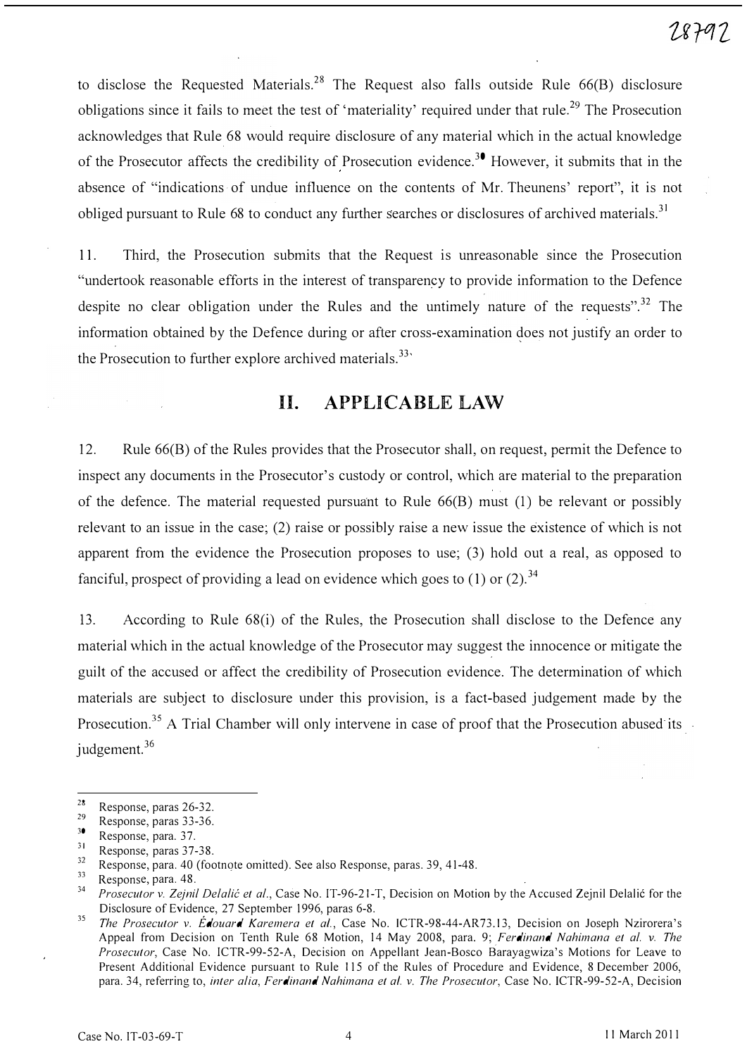to disclose the Requested Materials.[28] The Request also falls outside Rule 66(B) disclosure obligations since it fails to meet the test of 'materiality' required under that rule.[29] The Prosecution acknowledges that Rule 68 would require disclosure of any material which in the actual knowledge of the Prosecutor affects the credibility of Prosecution evidence.[30] However, it submits that in the absence of "indications of undue influence on the contents of Mr. Theunens' report", it is not obliged pursuant to Rule 68 to conduct any further searches or disclosures of archived materials.[31]

11. Third, the Prosecution submits that the Request is unreasonable since the Prosecution "undertook reasonable efforts in the interest of transparency to provide information to the Defence despite no clear obligation under the Rules and the untimely nature of the requests".[32] The information obtained by the Defence during or after cross-examination does not justify an order to the Prosecution to further explore archived materials.[33]

## II. APPLICABLE LAW

12. Rule 66(B) of the Rules provides that the Prosecutor shall, on request, permit the Defence to inspect any documents in the Prosecutor's custody or control, which are material to the preparation of the defence. The material requested pursuant to Rule 66(B) must (1) be relevant or possibly relevant to an issue in the case; (2) raise or possibly raise a new issue the existence of which is not apparent from the evidence the Prosecution proposes to use; (3) hold out a real, as opposed to fanciful, prospect of providing a lead on evidence which goes to (1) or (2).[34]

13. According to Rule 68(i) of the Rules, the Prosecution shall disclose to the Defence any material which in the actual knowledge of the Prosecutor may suggest the innocence or mitigate the guilt of the accused or affect the credibility of Prosecution evidence. The determination of which materials are subject to disclosure under this provision, is a fact-based judgement made by the Prosecution.[35] A Trial Chamber will only intervene in case of proof that the Prosecution abused its judgement.[36]

---

[28] Response, paras 26-32.

[29] Response, paras 33-36.

[30] Response, para. 37.

[31] Response, paras 37-38.

[32] Response, para. 40 (footnote omitted). See also Response, paras. 39, 41-48.

[33] Response, para. 48.

[34] *Prosecutor v. Zejnil Delalić et al.*, Case No. IT-96-21-T, Decision on Motion by the Accused Zejnil Delalić for the Disclosure of Evidence, 27 September 1996, paras 6-8.

[35] *The Prosecutor v. Édouard Karemera et al.*, Case No. ICTR-98-44-AR73.13, Decision on Joseph Nzirorera's Appeal from Decision on Tenth Rule 68 Motion, 14 May 2008, para. 9; *Ferdinand Nahimana et al. v. The Prosecutor*, Case No. ICTR-99-52-A, Decision on Appellant Jean-Bosco Barayagwiza's Motions for Leave to Present Additional Evidence pursuant to Rule 115 of the Rules of Procedure and Evidence, 8 December 2006, para. 34, referring to, *inter alia*, *Ferdinand Nahimana et al. v. The Prosecutor*, Case No. ICTR-99-52-A, Decision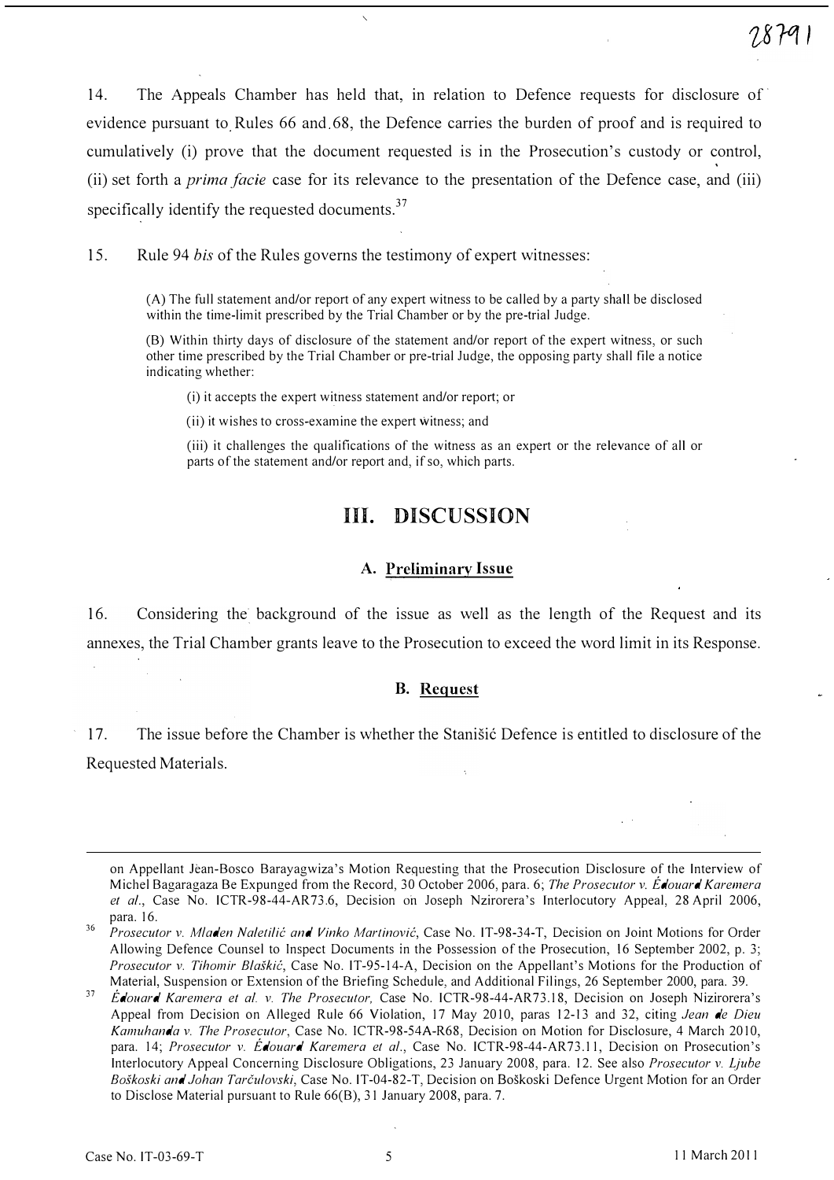14. The Appeals Chamber has held that, in relation to Defence requests for disclosure of evidence pursuant to Rules 66 and 68, the Defence carries the burden of proof and is required to cumulatively (i) prove that the document requested is in the Prosecution's custody or control, (ii) set forth a *prima facie* case for its relevance to the presentation of the Defence case, and (iii) specifically identify the requested documents.[37]

15. Rule 94 *bis* of the Rules governs the testimony of expert witnesses:

> (A) The full statement and/or report of any expert witness to be called by a party shall be disclosed within the time-limit prescribed by the Trial Chamber or by the pre-trial Judge.
>
> (B) Within thirty days of disclosure of the statement and/or report of the expert witness, or such other time prescribed by the Trial Chamber or pre-trial Judge, the opposing party shall file a notice indicating whether:
>
> (i) it accepts the expert witness statement and/or report; or
>
> (ii) it wishes to cross-examine the expert witness; and
>
> (iii) it challenges the qualifications of the witness as an expert or the relevance of all or parts of the statement and/or report and, if so, which parts.

## III. DISCUSSION

### A. Preliminary Issue

16. Considering the background of the issue as well as the length of the Request and its annexes, the Trial Chamber grants leave to the Prosecution to exceed the word limit in its Response.

### B. Request

17. The issue before the Chamber is whether the Stanišić Defence is entitled to disclosure of the Requested Materials.

---

on Appellant Jean-Bosco Barayagwiza's Motion Requesting that the Prosecution Disclosure of the Interview of Michel Bagaragaza Be Expunged from the Record, 30 October 2006, para. 6; *The Prosecutor v. Édouard Karemera et al.*, Case No. ICTR-98-44-AR73.6, Decision on Joseph Nzirorera's Interlocutory Appeal, 28 April 2006, para. 16.

[36] *Prosecutor v. Mladen Naletilić and Vinko Martinović*, Case No. IT-98-34-T, Decision on Joint Motions for Order Allowing Defence Counsel to Inspect Documents in the Possession of the Prosecution, 16 September 2002, p. 3; *Prosecutor v. Tihomir Blaškić*, Case No. IT-95-14-A, Decision on the Appellant's Motions for the Production of Material, Suspension or Extension of the Briefing Schedule, and Additional Filings, 26 September 2000, para. 39.

[37] *Édouard Karemera et al. v. The Prosecutor,* Case No. ICTR-98-44-AR73.18, Decision on Joseph Nzirorera's Appeal from Decision on Alleged Rule 66 Violation, 17 May 2010, paras 12-13 and 32, citing *Jean de Dieu Kamuhanda v. The Prosecutor*, Case No. ICTR-98-54A-R68, Decision on Motion for Disclosure, 4 March 2010, para. 14; *Prosecutor v. Édouard Karemera et al.*, Case No. ICTR-98-44-AR73.11, Decision on Prosecution's Interlocutory Appeal Concerning Disclosure Obligations, 23 January 2008, para. 12. See also *Prosecutor v. Ljube Boškoski and Johan Tarčulovski*, Case No. IT-04-82-T, Decision on Boškoski Defence Urgent Motion for an Order to Disclose Material pursuant to Rule 66(B), 31 January 2008, para. 7.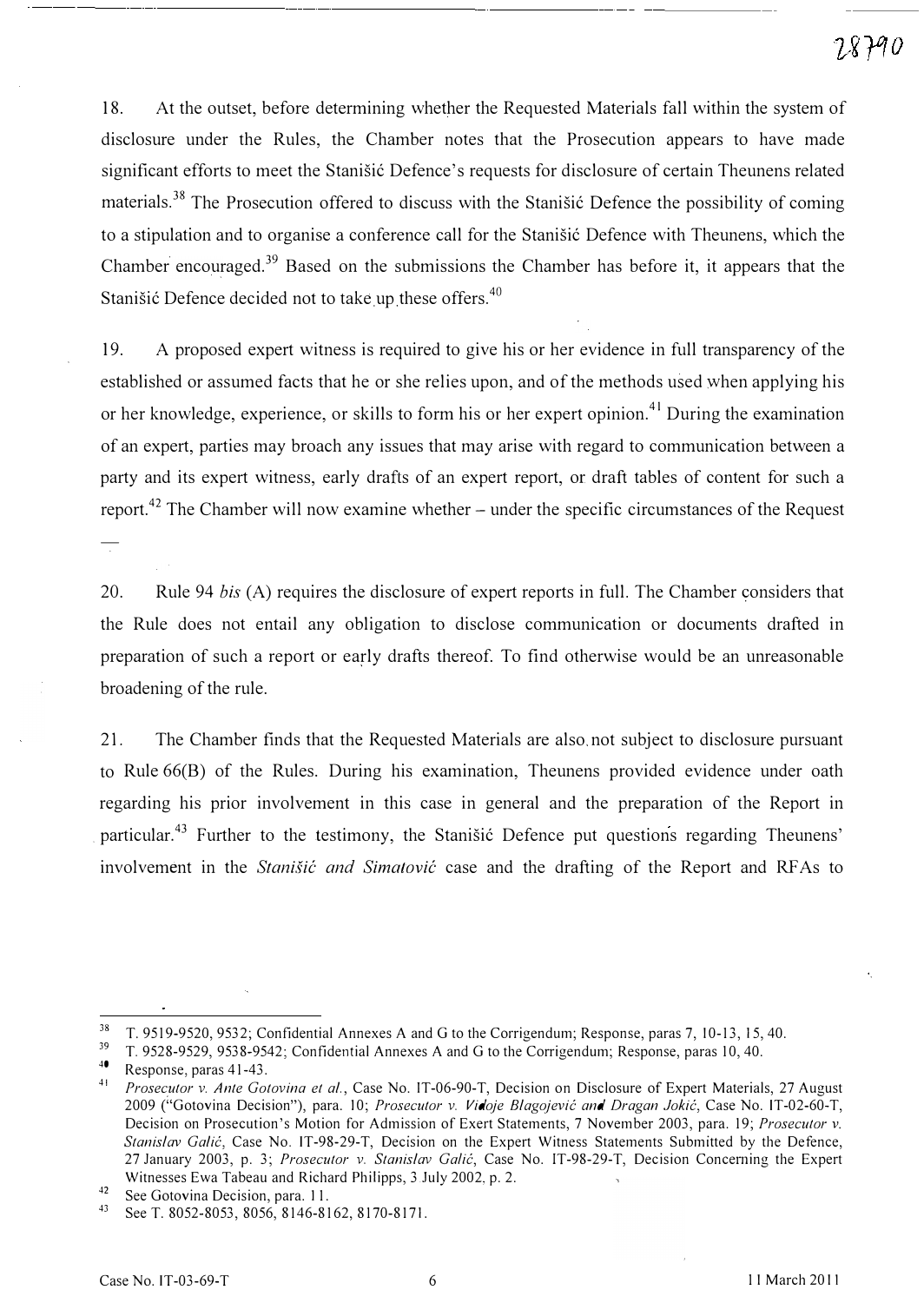18. At the outset, before determining whether the Requested Materials fall within the system of disclosure under the Rules, the Chamber notes that the Prosecution appears to have made significant efforts to meet the Stanišić Defence's requests for disclosure of certain Theunens related materials.[38] The Prosecution offered to discuss with the Stanišić Defence the possibility of coming to a stipulation and to organise a conference call for the Stanišić Defence with Theunens, which the Chamber encouraged.[39] Based on the submissions the Chamber has before it, it appears that the Stanišić Defence decided not to take up these offers.[40]

19. A proposed expert witness is required to give his or her evidence in full transparency of the established or assumed facts that he or she relies upon, and of the methods used when applying his or her knowledge, experience, or skills to form his or her expert opinion.[41] During the examination of an expert, parties may broach any issues that may arise with regard to communication between a party and its expert witness, early drafts of an expert report, or draft tables of content for such a report.[42] The Chamber will now examine whether – under the specific circumstances of the Request –

20. Rule 94 *bis* (A) requires the disclosure of expert reports in full. The Chamber considers that the Rule does not entail any obligation to disclose communication or documents drafted in preparation of such a report or early drafts thereof. To find otherwise would be an unreasonable broadening of the rule.

21. The Chamber finds that the Requested Materials are also not subject to disclosure pursuant to Rule 66(B) of the Rules. During his examination, Theunens provided evidence under oath regarding his prior involvement in this case in general and the preparation of the Report in particular.[43] Further to the testimony, the Stanišić Defence put questions regarding Theunens' involvement in the *Stanišić and Simatović* case and the drafting of the Report and RFAs to

---

[38] T. 9519-9520, 9532; Confidential Annexes A and G to the Corrigendum; Response, paras 7, 10-13, 15, 40.

[39] T. 9528-9529, 9538-9542; Confidential Annexes A and G to the Corrigendum; Response, paras 10, 40.

[40] Response, paras 41-43.

[41] *Prosecutor v. Ante Gotovina et al.*, Case No. IT-06-90-T, Decision on Disclosure of Expert Materials, 27 August 2009 ("Gotovina Decision"), para. 10; *Prosecutor v. Vidoje Blagojević and Dragan Jokić*, Case No. IT-02-60-T, Decision on Prosecution's Motion for Admission of Exert Statements, 7 November 2003, para. 19; *Prosecutor v. Stanislav Galić*, Case No. IT-98-29-T, Decision on the Expert Witness Statements Submitted by the Defence, 27 January 2003, p. 3; *Prosecutor v. Stanislav Galić*, Case No. IT-98-29-T, Decision Concerning the Expert Witnesses Ewa Tabeau and Richard Philipps, 3 July 2002, p. 2.

[42] See Gotovina Decision, para. 11.

[43] See T. 8052-8053, 8056, 8146-8162, 8170-8171.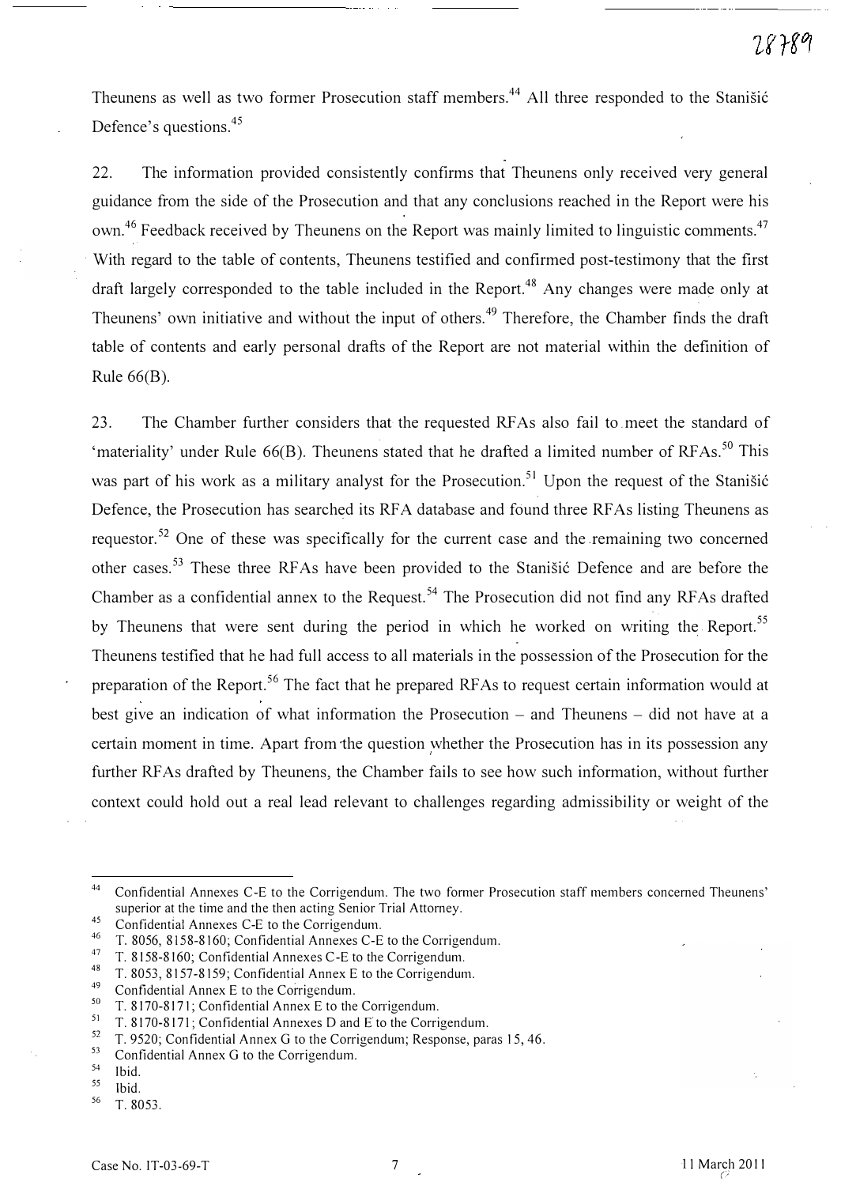Theunens as well as two former Prosecution staff members.[44] All three responded to the Stanišić Defence's questions.[45]

22. The information provided consistently confirms that Theunens only received very general guidance from the side of the Prosecution and that any conclusions reached in the Report were his own.[46] Feedback received by Theunens on the Report was mainly limited to linguistic comments.[47] With regard to the table of contents, Theunens testified and confirmed post-testimony that the first draft largely corresponded to the table included in the Report.[48] Any changes were made only at Theunens' own initiative and without the input of others.[49] Therefore, the Chamber finds the draft table of contents and early personal drafts of the Report are not material within the definition of Rule 66(B).

23. The Chamber further considers that the requested RFAs also fail to meet the standard of 'materiality' under Rule 66(B). Theunens stated that he drafted a limited number of RFAs.[50] This was part of his work as a military analyst for the Prosecution.[51] Upon the request of the Stanišić Defence, the Prosecution has searched its RFA database and found three RFAs listing Theunens as requestor.[52] One of these was specifically for the current case and the remaining two concerned other cases.[53] These three RFAs have been provided to the Stanišić Defence and are before the Chamber as a confidential annex to the Request.[54] The Prosecution did not find any RFAs drafted by Theunens that were sent during the period in which he worked on writing the Report.[55] Theunens testified that he had full access to all materials in the possession of the Prosecution for the preparation of the Report.[56] The fact that he prepared RFAs to request certain information would at best give an indication of what information the Prosecution – and Theunens – did not have at a certain moment in time. Apart from the question whether the Prosecution has in its possession any further RFAs drafted by Theunens, the Chamber fails to see how such information, without further context could hold out a real lead relevant to challenges regarding admissibility or weight of the

---

[44] Confidential Annexes C-E to the Corrigendum. The two former Prosecution staff members concerned Theunens' superior at the time and the then acting Senior Trial Attorney.

[45] Confidential Annexes C-E to the Corrigendum.

[46] T. 8056, 8158-8160; Confidential Annexes C-E to the Corrigendum.

[47] T. 8158-8160; Confidential Annexes C-E to the Corrigendum.

[48] T. 8053, 8157-8159; Confidential Annex E to the Corrigendum.

[49] Confidential Annex E to the Corrigendum.

[50] T. 8170-8171; Confidential Annex E to the Corrigendum.

[51] T. 8170-8171; Confidential Annexes D and E to the Corrigendum.

[52] T. 9520; Confidential Annex G to the Corrigendum; Response, paras 15, 46.

[53] Confidential Annex G to the Corrigendum.

[54] Ibid.

[55] Ibid.

[56] T. 8053.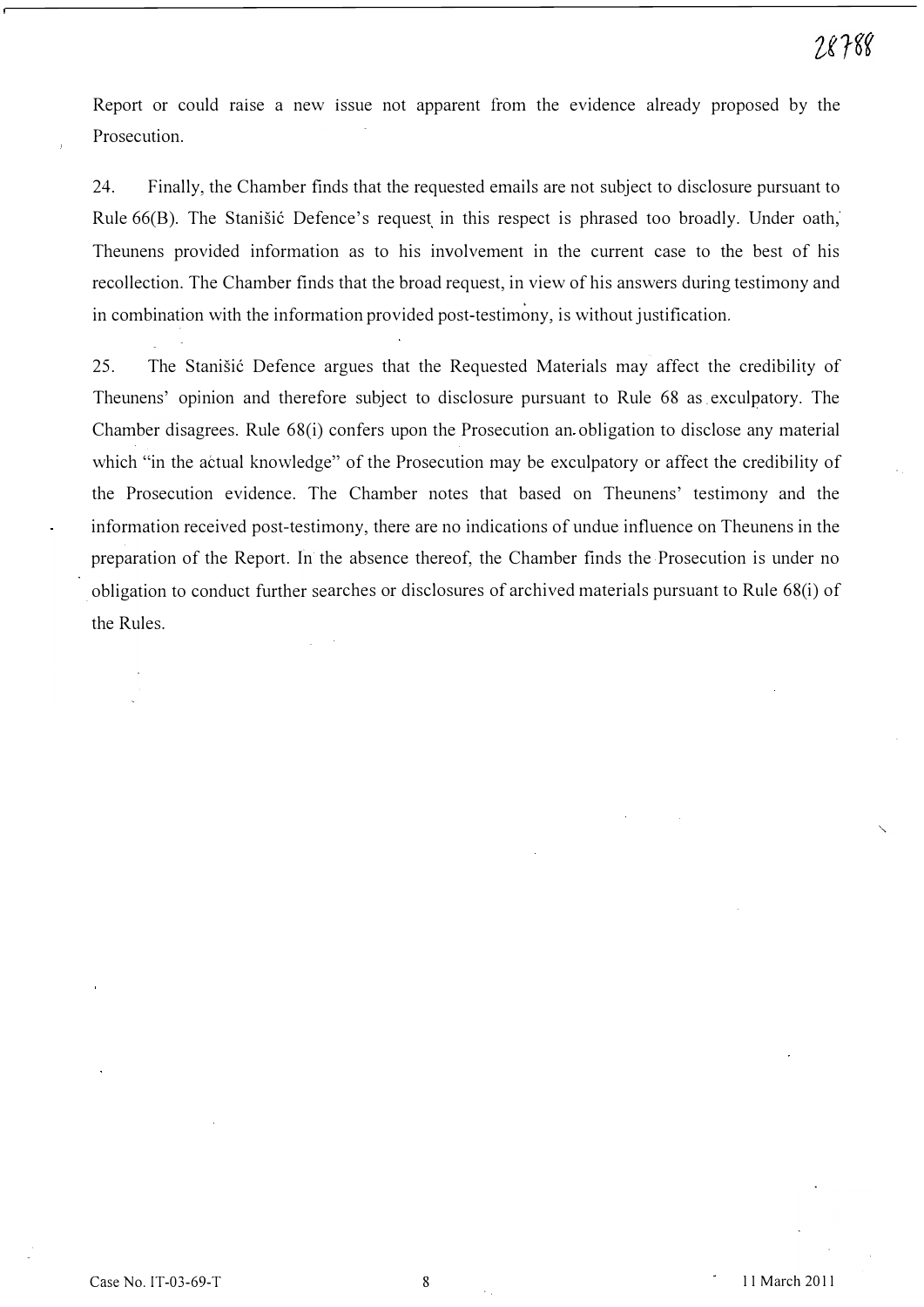Report or could raise a new issue not apparent from the evidence already proposed by the Prosecution.

24. Finally, the Chamber finds that the requested emails are not subject to disclosure pursuant to Rule 66(B). The Stanišić Defence's request in this respect is phrased too broadly. Under oath, Theunens provided information as to his involvement in the current case to the best of his recollection. The Chamber finds that the broad request, in view of his answers during testimony and in combination with the information provided post-testimony, is without justification.

25. The Stanišić Defence argues that the Requested Materials may affect the credibility of Theunens' opinion and therefore subject to disclosure pursuant to Rule 68 as exculpatory. The Chamber disagrees. Rule 68(i) confers upon the Prosecution an obligation to disclose any material which "in the actual knowledge" of the Prosecution may be exculpatory or affect the credibility of the Prosecution evidence. The Chamber notes that based on Theunens' testimony and the information received post-testimony, there are no indications of undue influence on Theunens in the preparation of the Report. In the absence thereof, the Chamber finds the Prosecution is under no obligation to conduct further searches or disclosures of archived materials pursuant to Rule 68(i) of the Rules.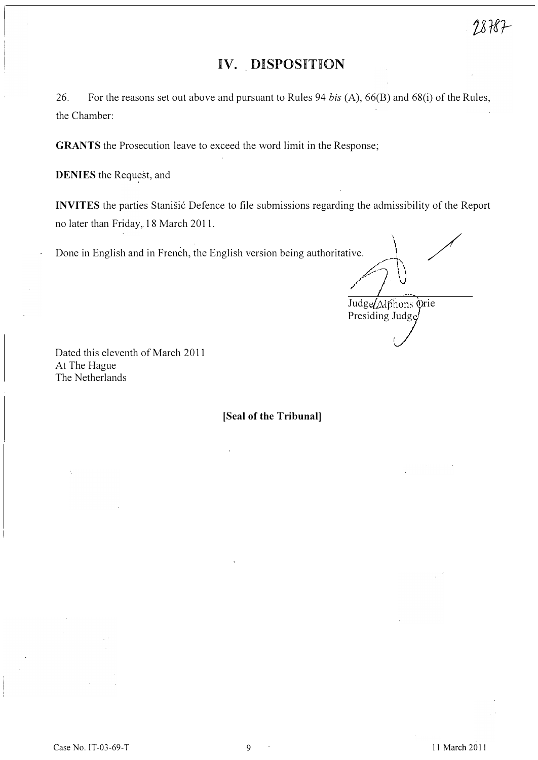28787

# IV. DISPOSITION

26. For the reasons set out above and pursuant to Rules 94 *bis* (A), 66(B) and 68(i) of the Rules, the Chamber:

**GRANTS** the Prosecution leave to exceed the word limit in the Response;

**DENIES** the Request, and

**INVITES** the parties Stanišić Defence to file submissions regarding the admissibility of the Report no later than Friday, 18 March 2011.

Done in English and in French, the English version being authoritative.

Judge Alphons Orie
Presiding Judge

Dated this eleventh of March 2011
At The Hague
The Netherlands

**[Seal of the Tribunal]**